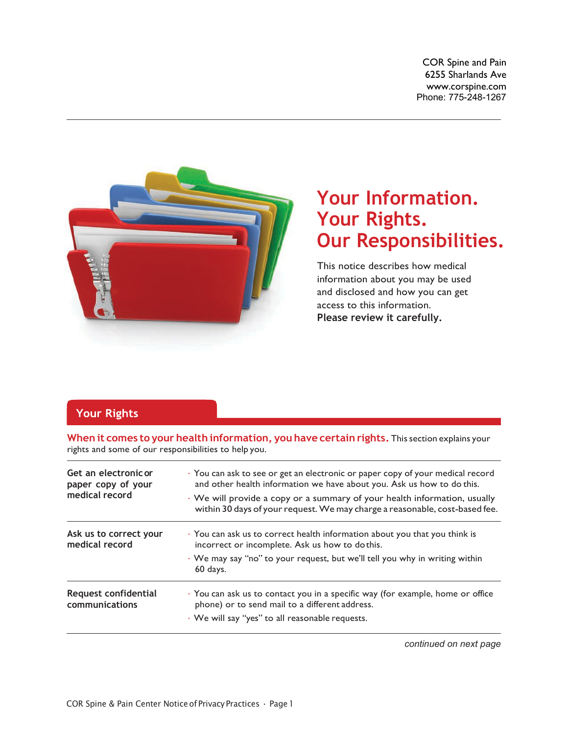COR Spine and Pain
6255 Sharlands Ave
www.corspine.com
Phone: 775-248-1267

# Your Information. Your Rights. Our Responsibilities.

This notice describes how medical information about you may be used and disclosed and how you can get access to this information.
**Please review it carefully.**

## Your Rights

**When it comes to your health information, you have certain rights.** This section explains your rights and some of our responsibilities to help you.

| | |
|---|---|
| **Get an electronic or paper copy of your medical record** | · You can ask to see or get an electronic or paper copy of your medical record and other health information we have about you. Ask us how to do this.<br>· We will provide a copy or a summary of your health information, usually within 30 days of your request. We may charge a reasonable, cost-based fee. |
| **Ask us to correct your medical record** | · You can ask us to correct health information about you that you think is incorrect or incomplete. Ask us how to do this.<br>· We may say "no" to your request, but we'll tell you why in writing within 60 days. |
| **Request confidential communications** | · You can ask us to contact you in a specific way (for example, home or office phone) or to send mail to a different address.<br>· We will say "yes" to all reasonable requests. |

*continued on next page*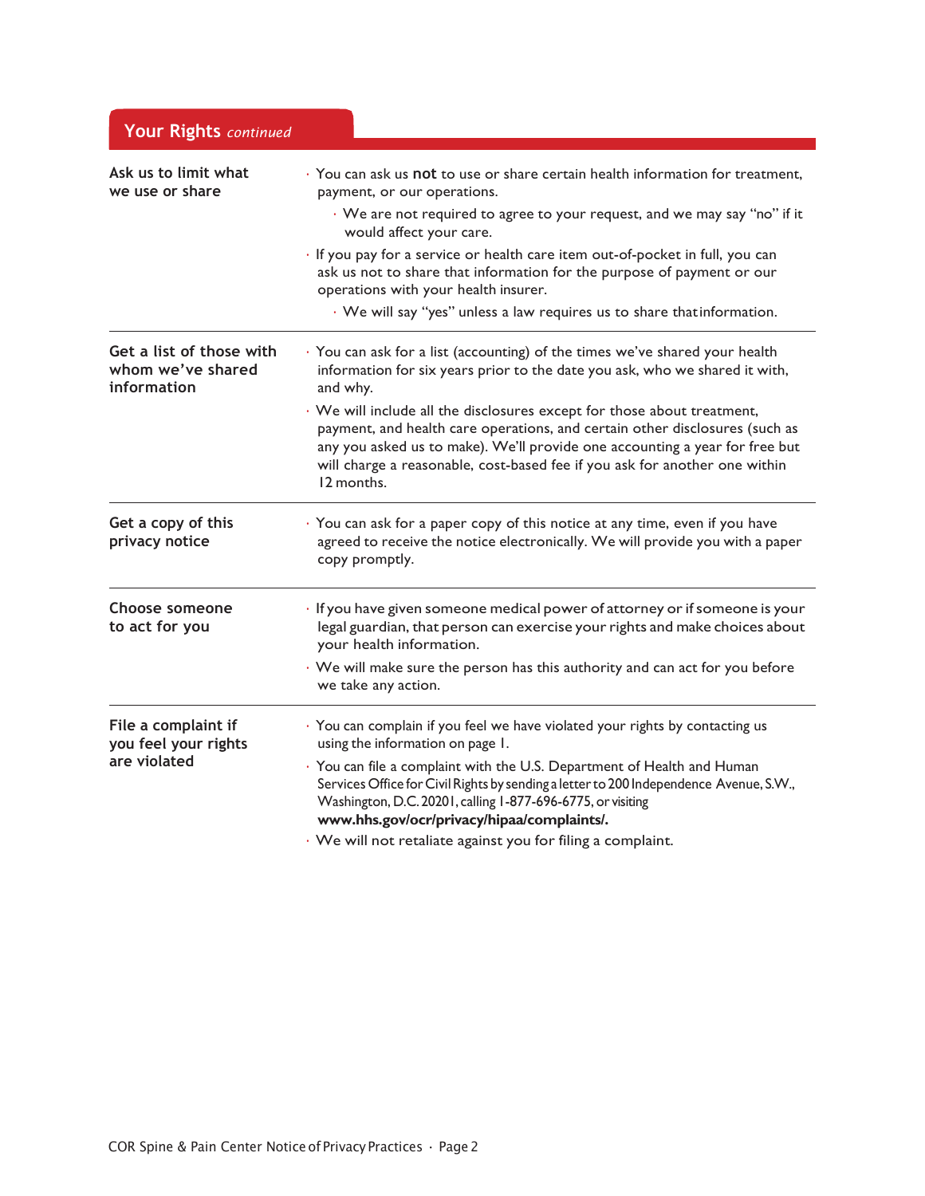## Your Rights *continued*

### Ask us to limit what we use or share

- You can ask us **not** to use or share certain health information for treatment, payment, or our operations.
  - We are not required to agree to your request, and we may say "no" if it would affect your care.
- If you pay for a service or health care item out-of-pocket in full, you can ask us not to share that information for the purpose of payment or our operations with your health insurer.
  - We will say "yes" unless a law requires us to share that information.

### Get a list of those with whom we've shared information

- You can ask for a list (accounting) of the times we've shared your health information for six years prior to the date you ask, who we shared it with, and why.
- We will include all the disclosures except for those about treatment, payment, and health care operations, and certain other disclosures (such as any you asked us to make). We'll provide one accounting a year for free but will charge a reasonable, cost-based fee if you ask for another one within 12 months.

### Get a copy of this privacy notice

- You can ask for a paper copy of this notice at any time, even if you have agreed to receive the notice electronically. We will provide you with a paper copy promptly.

### Choose someone to act for you

- If you have given someone medical power of attorney or if someone is your legal guardian, that person can exercise your rights and make choices about your health information.
- We will make sure the person has this authority and can act for you before we take any action.

### File a complaint if you feel your rights are violated

- You can complain if you feel we have violated your rights by contacting us using the information on page 1.
- You can file a complaint with the U.S. Department of Health and Human Services Office for Civil Rights by sending a letter to 200 Independence Avenue, S.W., Washington, D.C. 20201, calling 1-877-696-6775, or visiting **www.hhs.gov/ocr/privacy/hipaa/complaints/.**
- We will not retaliate against you for filing a complaint.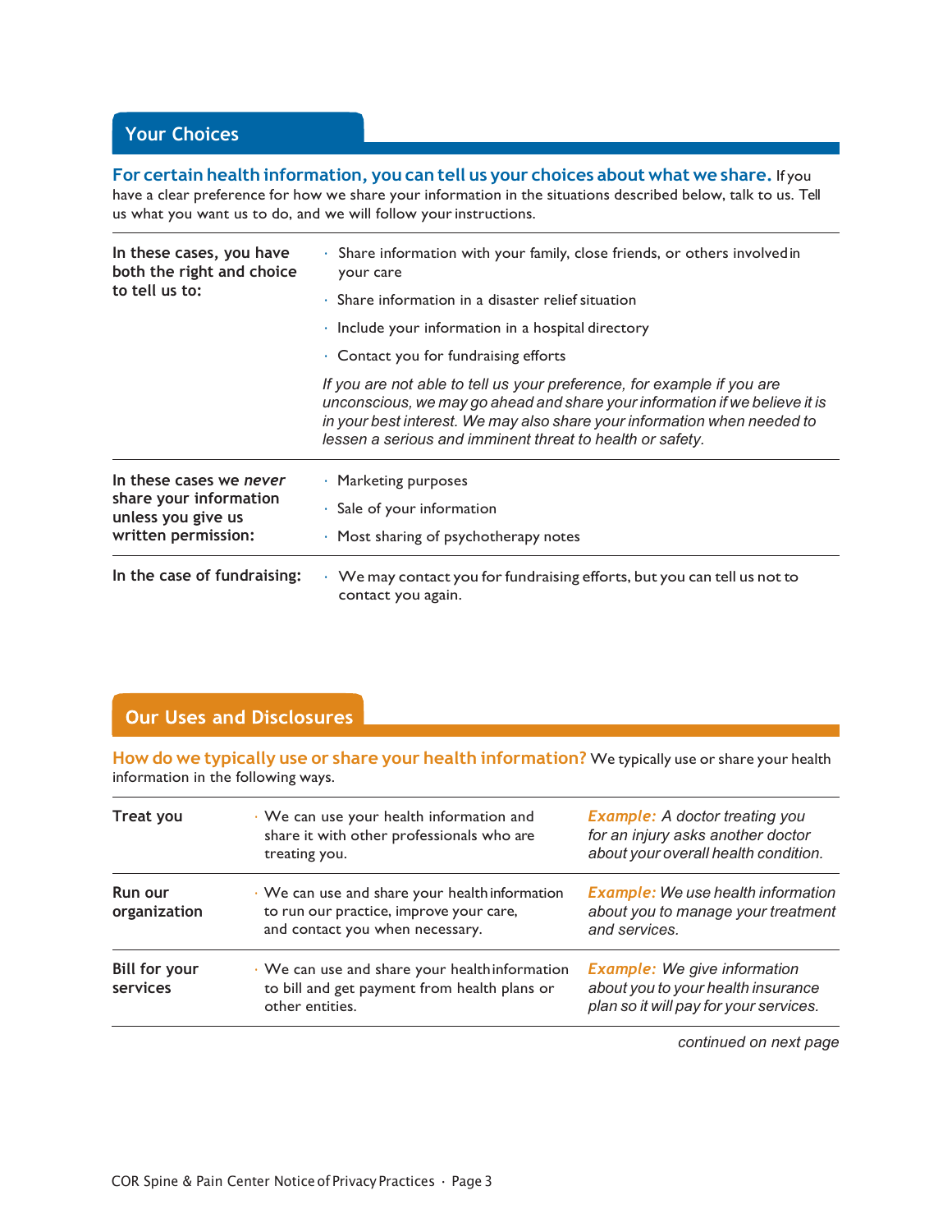## Your Choices

**For certain health information, you can tell us your choices about what we share.** If you have a clear preference for how we share your information in the situations described below, talk to us. Tell us what you want us to do, and we will follow your instructions.

| | |
|---|---|
| **In these cases, you have both the right and choice to tell us to:** | · Share information with your family, close friends, or others involved in your care<br>· Share information in a disaster relief situation<br>· Include your information in a hospital directory<br>· Contact you for fundraising efforts<br>*If you are not able to tell us your preference, for example if you are unconscious, we may go ahead and share your information if we believe it is in your best interest. We may also share your information when needed to lessen a serious and imminent threat to health or safety.* |
| **In these cases we *never* share your information unless you give us written permission:** | · Marketing purposes<br>· Sale of your information<br>· Most sharing of psychotherapy notes |
| **In the case of fundraising:** | · We may contact you for fundraising efforts, but you can tell us not to contact you again. |

## Our Uses and Disclosures

**How do we typically use or share your health information?** We typically use or share your health information in the following ways.

| | | |
|---|---|---|
| **Treat you** | · We can use your health information and share it with other professionals who are treating you. | ***Example:*** *A doctor treating you for an injury asks another doctor about your overall health condition.* |
| **Run our organization** | · We can use and share your health information to run our practice, improve your care, and contact you when necessary. | ***Example:*** *We use health information about you to manage your treatment and services.* |
| **Bill for your services** | · We can use and share your health information to bill and get payment from health plans or other entities. | ***Example:*** *We give information about you to your health insurance plan so it will pay for your services.* |

*continued on next page*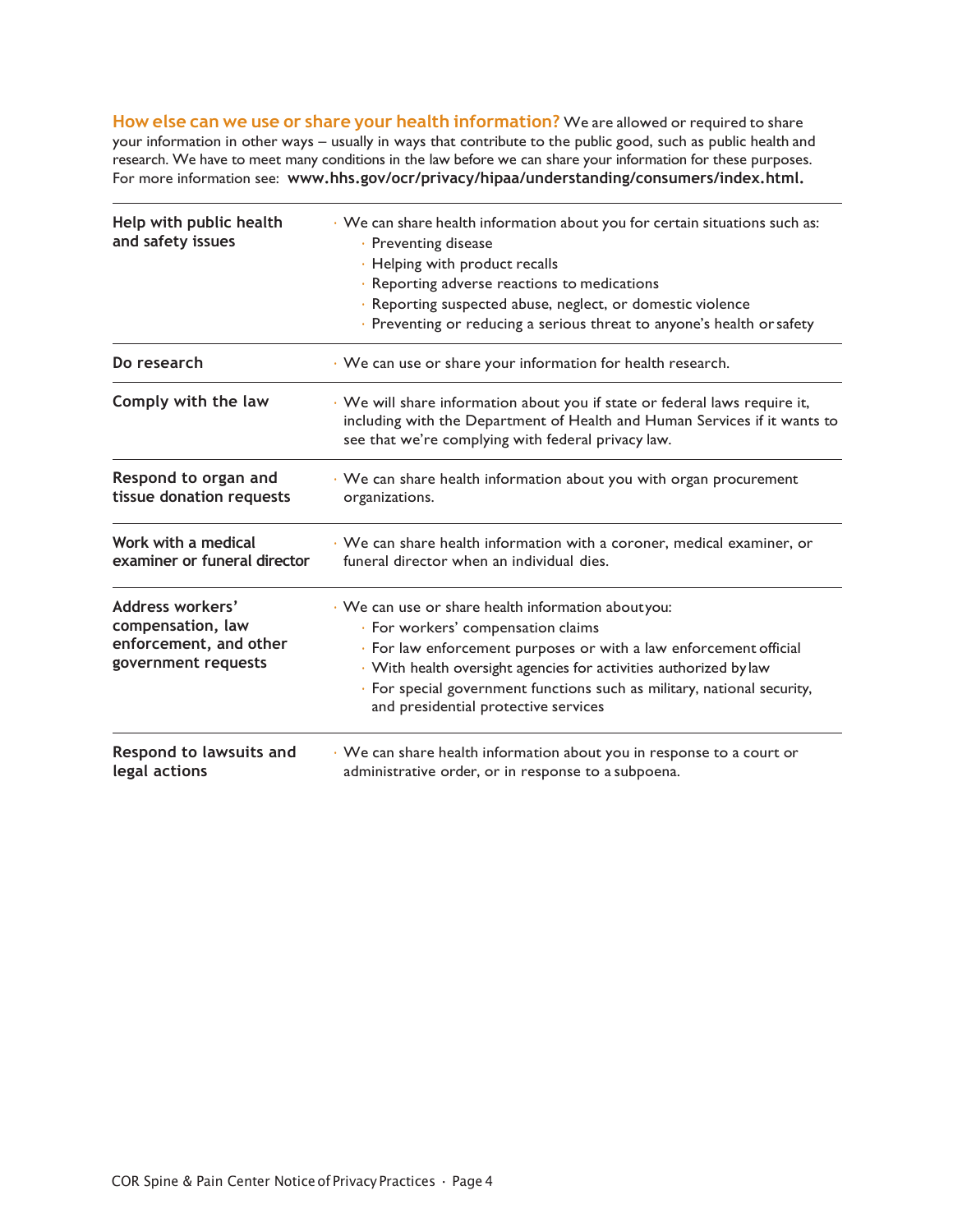**How else can we use or share your health information?** We are allowed or required to share your information in other ways – usually in ways that contribute to the public good, such as public health and research. We have to meet many conditions in the law before we can share your information for these purposes. For more information see: **www.hhs.gov/ocr/privacy/hipaa/understanding/consumers/index.html.**

| | |
|---|---|
| **Help with public health and safety issues** | • We can share health information about you for certain situations such as:<br>◦ Preventing disease<br>◦ Helping with product recalls<br>◦ Reporting adverse reactions to medications<br>◦ Reporting suspected abuse, neglect, or domestic violence<br>◦ Preventing or reducing a serious threat to anyone's health or safety |
| **Do research** | • We can use or share your information for health research. |
| **Comply with the law** | • We will share information about you if state or federal laws require it, including with the Department of Health and Human Services if it wants to see that we're complying with federal privacy law. |
| **Respond to organ and tissue donation requests** | • We can share health information about you with organ procurement organizations. |
| **Work with a medical examiner or funeral director** | • We can share health information with a coroner, medical examiner, or funeral director when an individual dies. |
| **Address workers' compensation, law enforcement, and other government requests** | • We can use or share health information about you:<br>◦ For workers' compensation claims<br>◦ For law enforcement purposes or with a law enforcement official<br>◦ With health oversight agencies for activities authorized by law<br>◦ For special government functions such as military, national security, and presidential protective services |
| **Respond to lawsuits and legal actions** | • We can share health information about you in response to a court or administrative order, or in response to a subpoena. |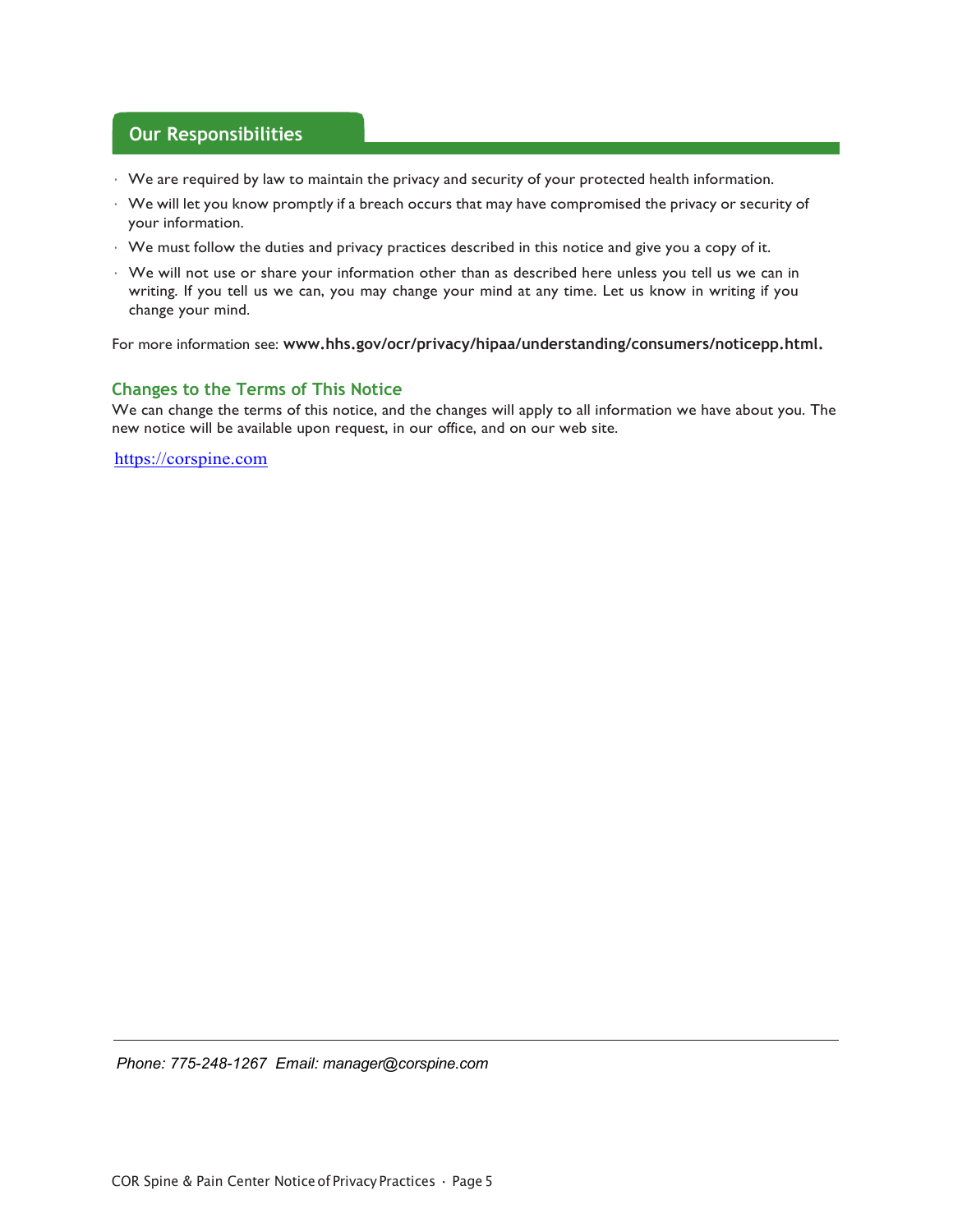## Our Responsibilities

- We are required by law to maintain the privacy and security of your protected health information.
- We will let you know promptly if a breach occurs that may have compromised the privacy or security of your information.
- We must follow the duties and privacy practices described in this notice and give you a copy of it.
- We will not use or share your information other than as described here unless you tell us we can in writing. If you tell us we can, you may change your mind at any time. Let us know in writing if you change your mind.

For more information see: **www.hhs.gov/ocr/privacy/hipaa/understanding/consumers/noticepp.html.**

### Changes to the Terms of This Notice

We can change the terms of this notice, and the changes will apply to all information we have about you. The new notice will be available upon request, in our office, and on our web site.

https://corspine.com

*Phone: 775-248-1267 Email: manager@corspine.com*